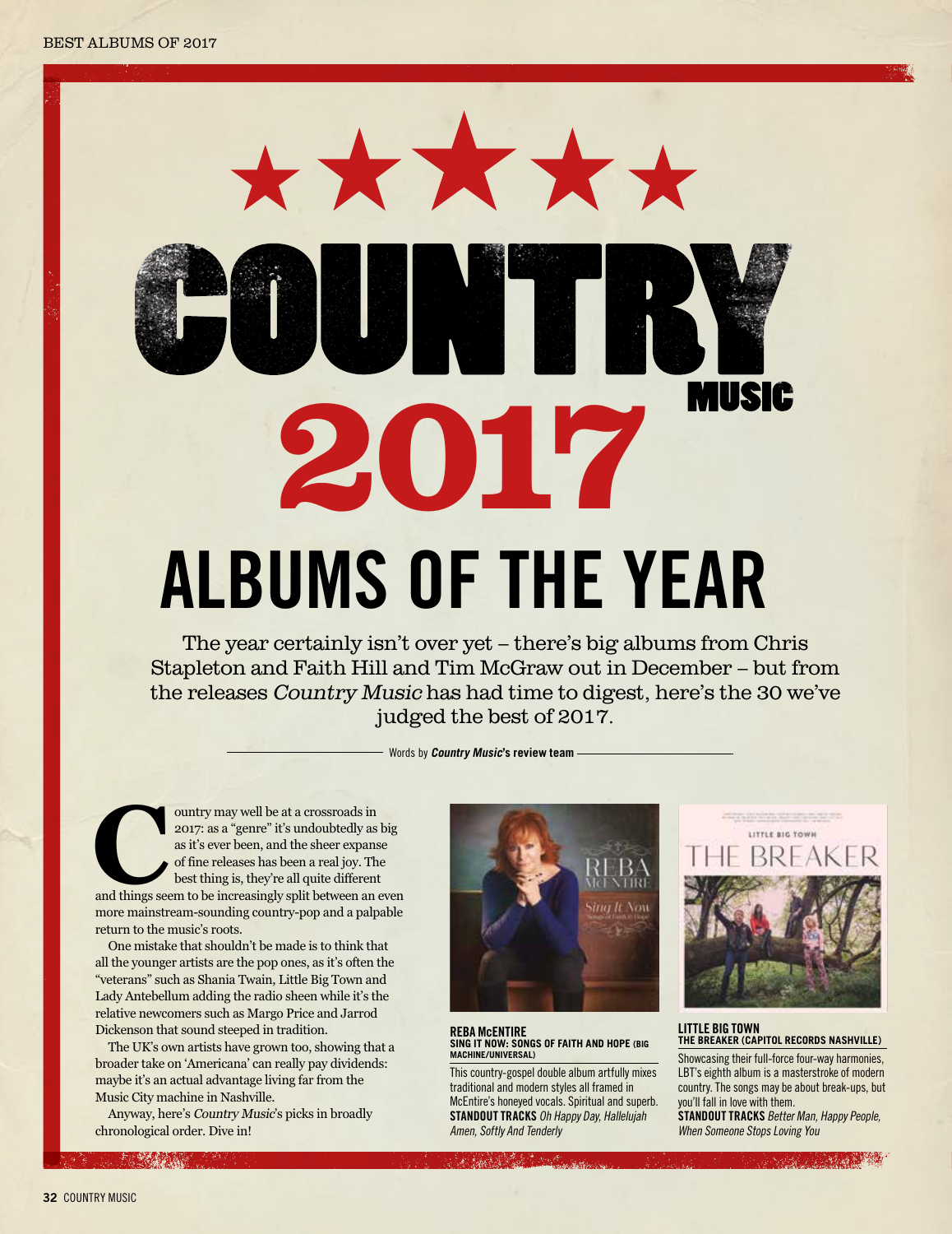# COUNTRY MUSIC 2017

# ALBUMS OF THE YEAR

The year certainly isn't over yet – there's big albums from Chris Stapleton and Faith Hill and Tim McGraw out in December – but from the releases *Country Music* has had time to digest, here's the 30 we've judged the best of 2017.

Words by ***Country Music*'s review team**

Country may well be at a crossroads in 2017: as a "genre" it's undoubtedly as big as it's ever been, and the sheer expanse of fine releases has been a real joy. The best thing is, they're all quite different and things seem to be increasingly split between an even more mainstream-sounding country-pop and a palpable return to the music's roots.

One mistake that shouldn't be made is to think that all the younger artists are the pop ones, as it's often the "veterans" such as Shania Twain, Little Big Town and Lady Antebellum adding the radio sheen while it's the relative newcomers such as Margo Price and Jarrod Dickenson that sound steeped in tradition.

The UK's own artists have grown too, showing that a broader take on 'Americana' can really pay dividends: maybe it's an actual advantage living far from the Music City machine in Nashville.

Anyway, here's *Country Music*'s picks in broadly chronological order. Dive in!

**REBA McENTIRE**
**SING IT NOW: SONGS OF FAITH AND HOPE (BIG MACHINE/UNIVERSAL)**

This country-gospel double album artfully mixes traditional and modern styles all framed in McEntire's honeyed vocals. Spiritual and superb.
**STANDOUT TRACKS** *Oh Happy Day, Hallelujah Amen, Softly And Tenderly*

**LITTLE BIG TOWN**
**THE BREAKER (CAPITOL RECORDS NASHVILLE)**

Showcasing their full-force four-way harmonies, LBT's eighth album is a masterstroke of modern country. The songs may be about break-ups, but you'll fall in love with them.
**STANDOUT TRACKS** *Better Man, Happy People, When Someone Stops Loving You*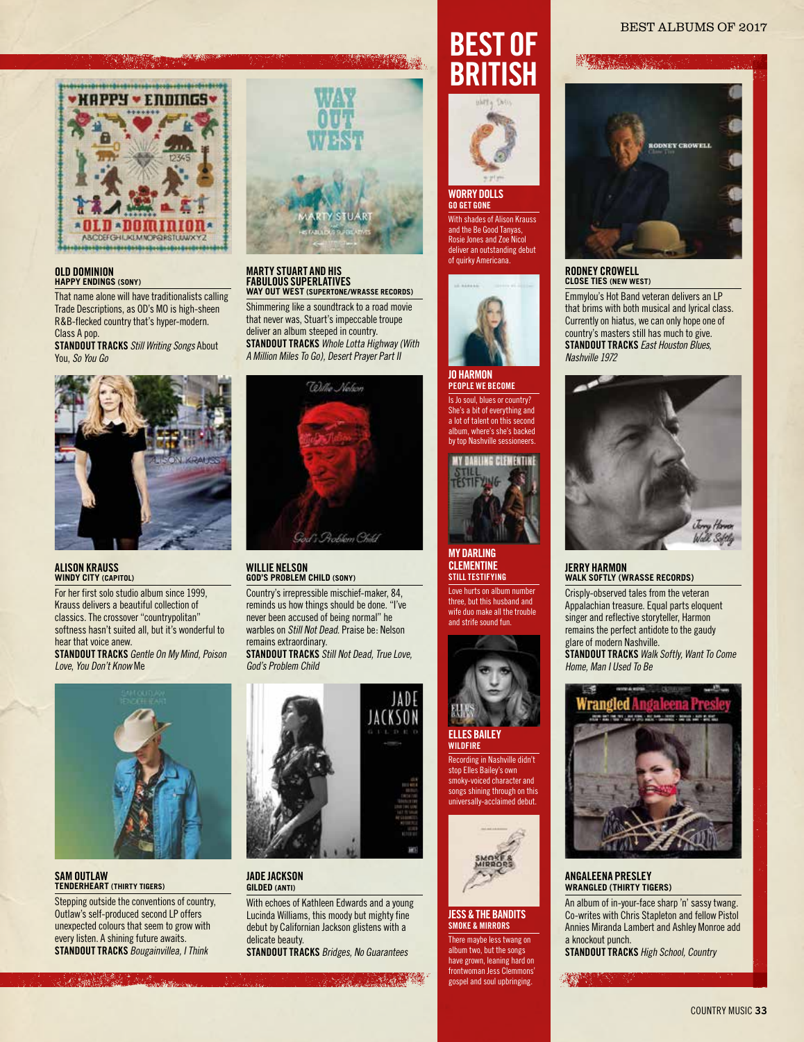### OLD DOMINION
**HAPPY ENDINGS (SONY)**

That name alone will have traditionalists calling Trade Descriptions, as OD's MO is high-sheen R&B-flecked country that's hyper-modern. Class A pop.

**STANDOUT TRACKS** *Still Writing Songs* About *You, So You Go*

### MARTY STUART AND HIS FABULOUS SUPERLATIVES
**WAY OUT WEST (SUPERTONE/WRASSE RECORDS)**

Shimmering like a soundtrack to a road movie that never was, Stuart's impeccable troupe deliver an album steeped in country.

**STANDOUT TRACKS** *Whole Lotta Highway (With A Million Miles To Go), Desert Prayer Part II*

### ALISON KRAUSS
**WINDY CITY (CAPITOL)**

For her first solo studio album since 1999, Krauss delivers a beautiful collection of classics. The crossover "countrypolitan" softness hasn't suited all, but it's wonderful to hear that voice anew.

**STANDOUT TRACKS** *Gentle On My Mind, Poison Love, You Don't Know* Me

### WILLIE NELSON
**GOD'S PROBLEM CHILD (SONY)**

Country's irrepressible mischief-maker, 84, reminds us how things should be done. "I've never been accused of being normal" he warbles on *Still Not Dead*. Praise be: Nelson remains extraordinary.

**STANDOUT TRACKS** *Still Not Dead, True Love, God's Problem Child*

### SAM OUTLAW
**TENDERHEART (THIRTY TIGERS)**

Stepping outside the conventions of country, Outlaw's self-produced second LP offers unexpected colours that seem to grow with every listen. A shining future awaits.

**STANDOUT TRACKS** *Bougainvillea, I Think*

### JADE JACKSON
**GILDED (ANTI)**

With echoes of Kathleen Edwards and a young Lucinda Williams, this moody but mighty fine debut by Californian Jackson glistens with a delicate beauty.

**STANDOUT TRACKS** *Bridges, No Guarantees*

## BEST OF BRITISH

### WORRY DOLLS
**GO GET GONE**

With shades of Alison Krauss and the Be Good Tanyas, Rosie Jones and Zoe Nicol deliver an outstanding debut of quirky Americana.

### JO HARMON
**PEOPLE WE BECOME**

Is Jo soul, blues or country? She's a bit of everything and a lot of talent on this second album, where's she's backed by top Nashville sessioneers.

### MY DARLING CLEMENTINE
**STILL TESTIFYING**

Love hurts on album number three, but this husband and wife duo make all the trouble and strife sound fun.

### ELLES BAILEY
**WILDFIRE**

Recording in Nashville didn't stop Elles Bailey's own smoky-voiced character and songs shining through on this universally-acclaimed debut.

### JESS & THE BANDITS
**SMOKE & MIRRORS**

There maybe less twang on album two, but the songs have grown, leaning hard on frontwoman Jess Clemmons' gospel and soul upbringing.

### RODNEY CROWELL
**CLOSE TIES (NEW WEST)**

Emmylou's Hot Band veteran delivers an LP that brims with both musical and lyrical class. Currently on hiatus, we can only hope one of country's masters still has much to give.

**STANDOUT TRACKS** *East Houston Blues, Nashville 1972*

### JERRY HARMON
**WALK SOFTLY (WRASSE RECORDS)**

Crisply-observed tales from the veteran Appalachian treasure. Equal parts eloquent singer and reflective storyteller, Harmon remains the perfect antidote to the gaudy glare of modern Nashville.

**STANDOUT TRACKS** *Walk Softly, Want To Come Home, Man I Used To Be*

### ANGALEENA PRESLEY
**WRANGLED (THIRTY TIGERS)**

An album of in-your-face sharp 'n' sassy twang. Co-writes with Chris Stapleton and fellow Pistol Annies Miranda Lambert and Ashley Monroe add a knockout punch.

**STANDOUT TRACKS** *High School, Country*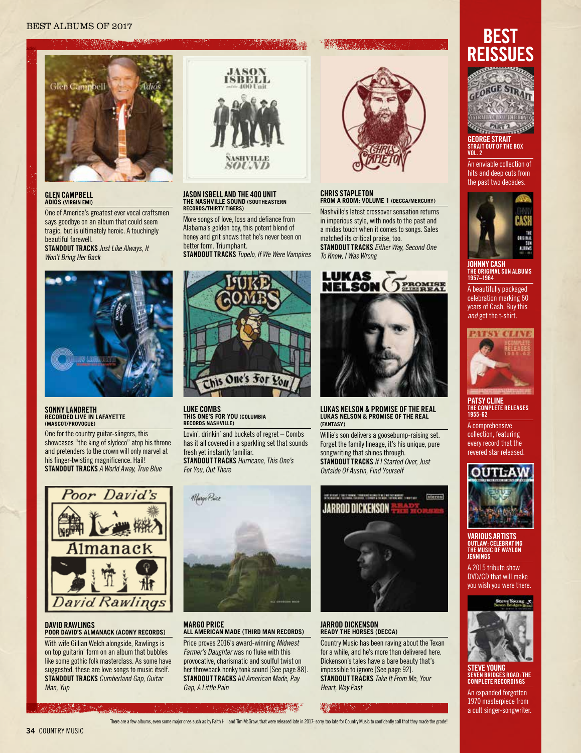## GLEN CAMPBELL
**ADIÓS (VIRGIN EMI)**

One of America's greatest ever vocal craftsmen says goodbye on an album that could seem tragic, but is ultimately heroic. A touchingly beautiful farewell.
**STANDOUT TRACKS** *Just Like Always, It Won't Bring Her Back*

## JASON ISBELL AND THE 400 UNIT
**THE NASHVILLE SOUND (SOUTHEASTERN RECORDS/THIRTY TIGERS)**

More songs of love, loss and defiance from Alabama's golden boy, this potent blend of honey and grit shows that he's never been on better form. Triumphant.
**STANDOUT TRACKS** *Tupelo, If We Were Vampires*

## CHRIS STAPLETON
**FROM A ROOM: VOLUME 1 (DECCA/MERCURY)**

Nashville's latest crossover sensation returns in imperious style, with nods to the past and a midas touch when it comes to songs. Sales matched its critical praise, too.
**STANDOUT TRACKS** *Either Way, Second One To Know, I Was Wrong*

## SONNY LANDRETH
**RECORDED LIVE IN LAFAYETTE (MASCOT/PROVOGUE)**

One for the country guitar-slingers, this showcases "the king of slydeco" atop his throne and pretenders to the crown will only marvel at his finger-twisting magnificence. Hail!
**STANDOUT TRACKS** *A World Away, True Blue*

## LUKE COMBS
**THIS ONE'S FOR YOU (COLUMBIA RECORDS NASHVILLE)**

Lovin', drinkin' and buckets of regret – Combs has it all covered in a sparkling set that sounds fresh yet instantly familiar.
**STANDOUT TRACKS** *Hurricane, This One's For You, Out There*

## LUKAS NELSON & PROMISE OF THE REAL
**LUKAS NELSON & PROMISE OF THE REAL (FANTASY)**

Willie's son delivers a goosebump-raising set. Forget the family lineage, it's his unique, pure songwriting that shines through.
**STANDOUT TRACKS** *If I Started Over, Just Outside Of Austin, Find Yourself*

## DAVID RAWLINGS
**POOR DAVID'S ALMANACK (ACONY RECORDS)**

With wife Gillian Welch alongside, Rawlings is on top guitarin' form on an album that bubbles like some gothic folk masterclass. As some have suggested, these are love songs to music itself.
**STANDOUT TRACKS** *Cumberland Gap, Guitar Man, Yup*

## MARGO PRICE
**ALL AMERICAN MADE (THIRD MAN RECORDS)**

Price proves 2016's award-winning *Midwest Farmer's Daughter* was no fluke with this provocative, charismatic and soulful twist on her throwback honky tonk sound [See page 88].
**STANDOUT TRACKS** *All American Made, Pay Gap, A Little Pain*

## JARROD DICKENSON
**READY THE HORSES (DECCA)**

Country Music has been raving about the Texan for a while, and he's more than delivered here. Dickenson's tales have a bare beauty that's impossible to ignore [See page 92].
**STANDOUT TRACKS** *Take It From Me, Your Heart, Way Past*

There are a few albums, even some major ones such as by Faith Hill and Tim McGraw, that were released late in 2017: sorry, too late for Country Music to confidently call that they made the grade!

# BEST REISSUES

## GEORGE STRAIT
**STRAIT OUT OF THE BOX VOL. 2**

An enviable collection of hits and deep cuts from the past two decades.

## JOHNNY CASH
**THE ORIGINAL SUN ALBUMS 1957–1964**

A beautifully packaged celebration marking 60 years of Cash. Buy this *and* get the t-shirt.

## PATSY CLINE
**THE COMPLETE RELEASES 1955-62**

A comprehensive collection, featuring every record that the revered star released.

## VARIOUS ARTISTS
**OUTLAW: CELEBRATING THE MUSIC OF WAYLON JENNINGS**

A 2015 tribute show DVD/CD that will make you wish you were there.

## STEVE YOUNG
**SEVEN BRIDGES ROAD: THE COMPLETE RECORDINGS**

An expanded forgotten 1970 masterpiece from a cult singer-songwriter.